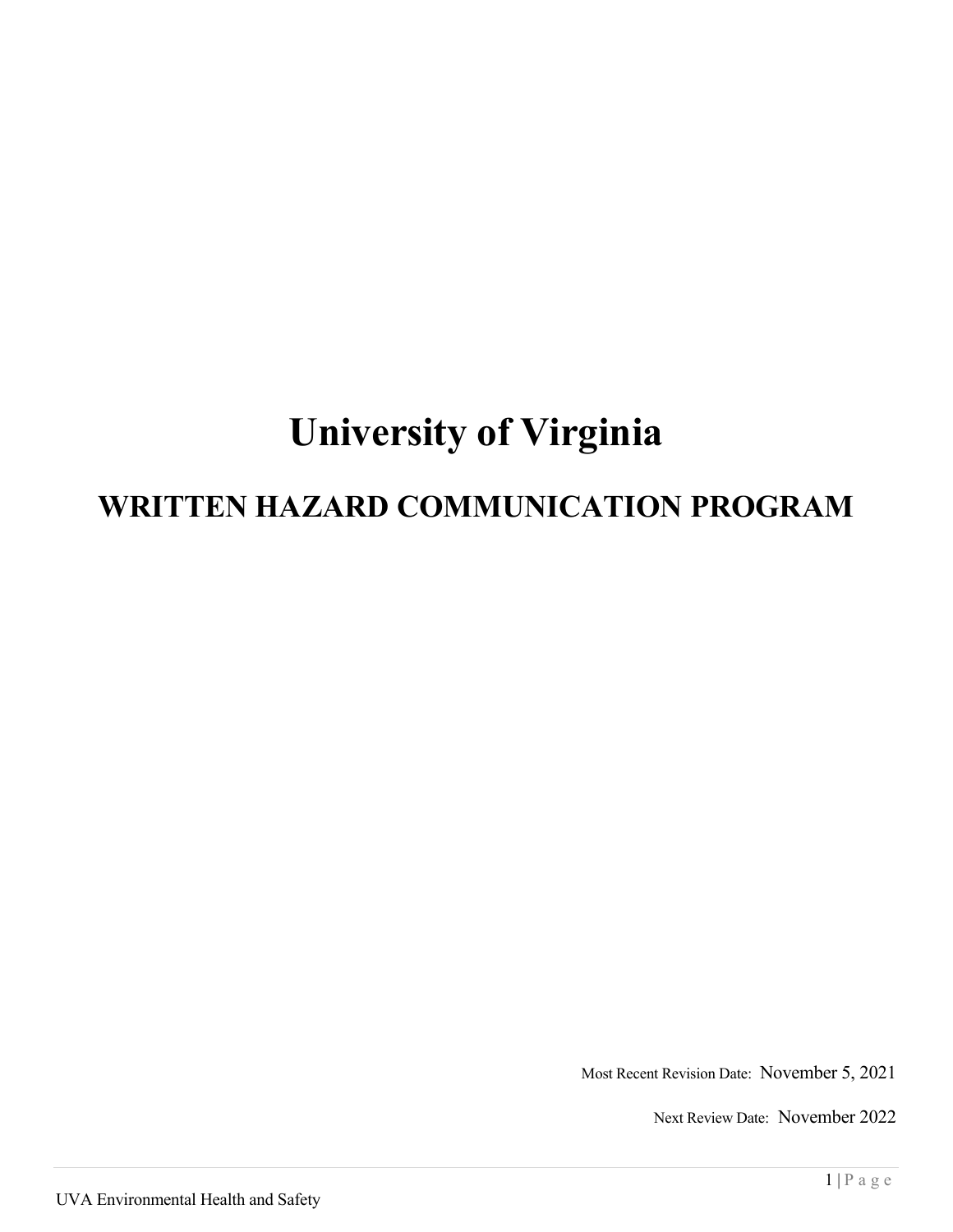# University of Virginia

## WRITTEN HAZARD COMMUNICATION PROGRAM

Most Recent Revision Date: November 5, 2021

Next Review Date: November 2022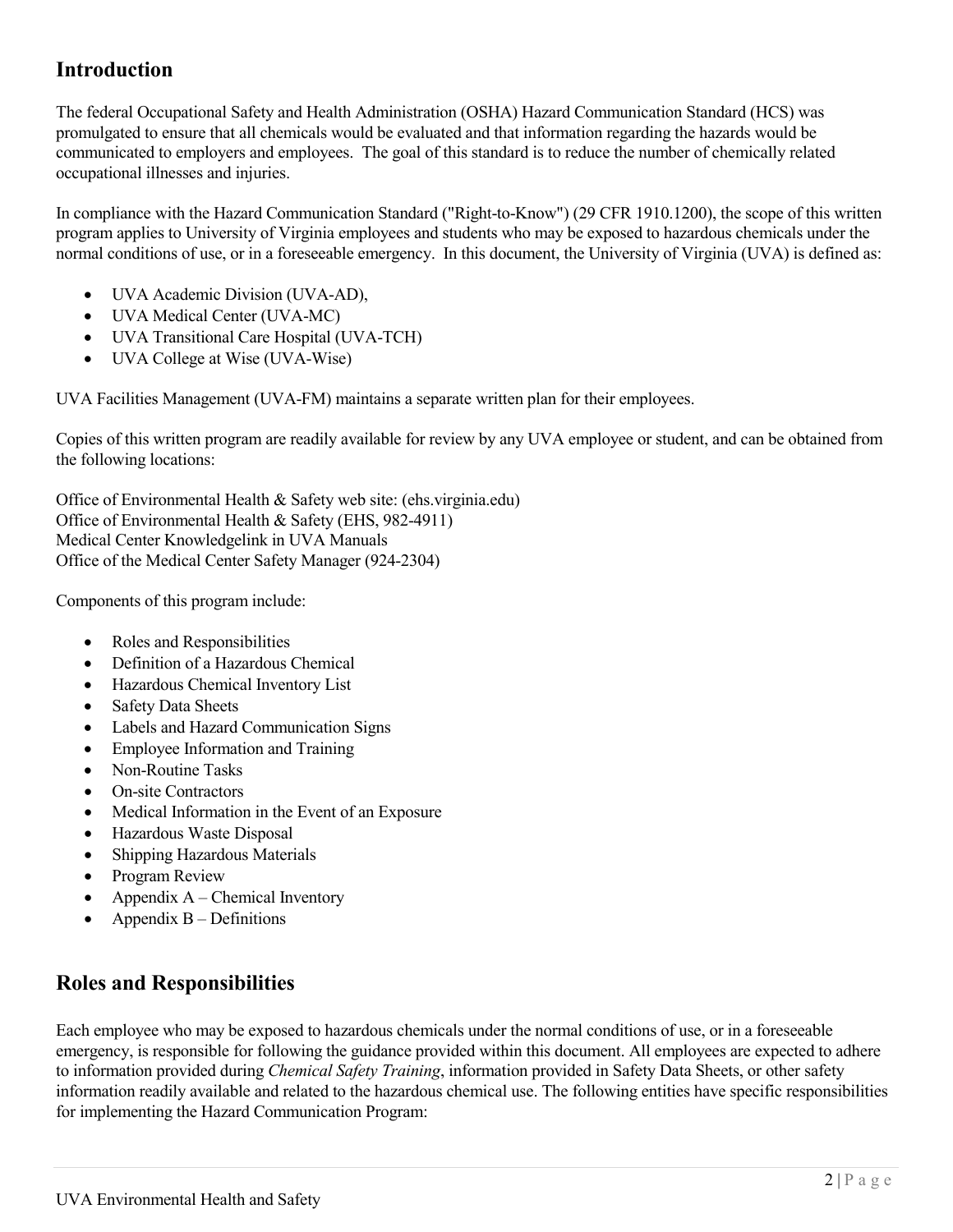## Introduction

The federal Occupational Safety and Health Administration (OSHA) Hazard Communication Standard (HCS) was promulgated to ensure that all chemicals would be evaluated and that information regarding the hazards would be communicated to employers and employees. The goal of this standard is to reduce the number of chemically related occupational illnesses and injuries.

In compliance with the Hazard Communication Standard ("Right-to-Know") (29 CFR 1910.1200), the scope of this written program applies to University of Virginia employees and students who may be exposed to hazardous chemicals under the normal conditions of use, or in a foreseeable emergency. In this document, the University of Virginia (UVA) is defined as:

- UVA Academic Division (UVA-AD),
- UVA Medical Center (UVA-MC)
- UVA Transitional Care Hospital (UVA-TCH)
- UVA College at Wise (UVA-Wise)

UVA Facilities Management (UVA-FM) maintains a separate written plan for their employees.

Copies of this written program are readily available for review by any UVA employee or student, and can be obtained from the following locations:

Office of Environmental Health & Safety web site: (ehs.virginia.edu)
Office of Environmental Health & Safety (EHS, 982-4911)
Medical Center Knowledgelink in UVA Manuals
Office of the Medical Center Safety Manager (924-2304)

Components of this program include:

- Roles and Responsibilities
- Definition of a Hazardous Chemical
- Hazardous Chemical Inventory List
- Safety Data Sheets
- Labels and Hazard Communication Signs
- Employee Information and Training
- Non-Routine Tasks
- On-site Contractors
- Medical Information in the Event of an Exposure
- Hazardous Waste Disposal
- Shipping Hazardous Materials
- Program Review
- Appendix A – Chemical Inventory
- Appendix B – Definitions

## Roles and Responsibilities

Each employee who may be exposed to hazardous chemicals under the normal conditions of use, or in a foreseeable emergency, is responsible for following the guidance provided within this document. All employees are expected to adhere to information provided during *Chemical Safety Training*, information provided in Safety Data Sheets, or other safety information readily available and related to the hazardous chemical use. The following entities have specific responsibilities for implementing the Hazard Communication Program: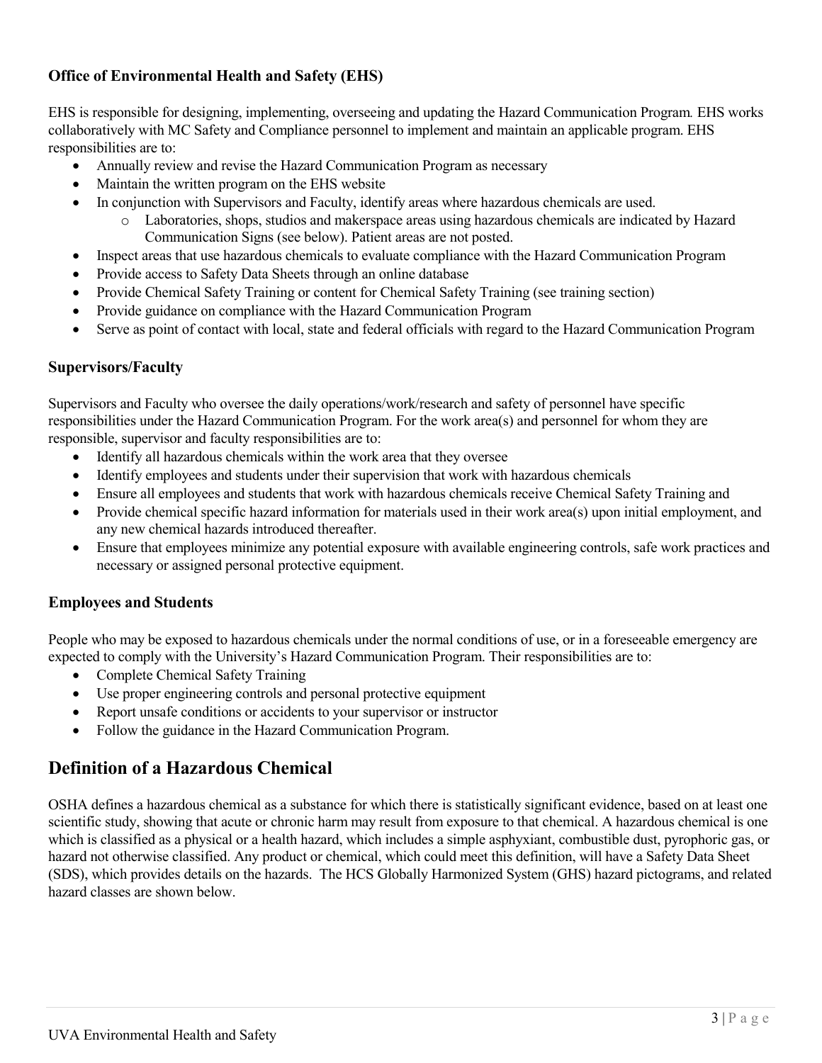### Office of Environmental Health and Safety (EHS)

EHS is responsible for designing, implementing, overseeing and updating the Hazard Communication Program. EHS works collaboratively with MC Safety and Compliance personnel to implement and maintain an applicable program. EHS responsibilities are to:

- Annually review and revise the Hazard Communication Program as necessary
- Maintain the written program on the EHS website
- In conjunction with Supervisors and Faculty, identify areas where hazardous chemicals are used.
  - Laboratories, shops, studios and makerspace areas using hazardous chemicals are indicated by Hazard Communication Signs (see below). Patient areas are not posted.
- Inspect areas that use hazardous chemicals to evaluate compliance with the Hazard Communication Program
- Provide access to Safety Data Sheets through an online database
- Provide Chemical Safety Training or content for Chemical Safety Training (see training section)
- Provide guidance on compliance with the Hazard Communication Program
- Serve as point of contact with local, state and federal officials with regard to the Hazard Communication Program

### Supervisors/Faculty

Supervisors and Faculty who oversee the daily operations/work/research and safety of personnel have specific responsibilities under the Hazard Communication Program. For the work area(s) and personnel for whom they are responsible, supervisor and faculty responsibilities are to:

- Identify all hazardous chemicals within the work area that they oversee
- Identify employees and students under their supervision that work with hazardous chemicals
- Ensure all employees and students that work with hazardous chemicals receive Chemical Safety Training and
- Provide chemical specific hazard information for materials used in their work area(s) upon initial employment, and any new chemical hazards introduced thereafter.
- Ensure that employees minimize any potential exposure with available engineering controls, safe work practices and necessary or assigned personal protective equipment.

### Employees and Students

People who may be exposed to hazardous chemicals under the normal conditions of use, or in a foreseeable emergency are expected to comply with the University's Hazard Communication Program. Their responsibilities are to:

- Complete Chemical Safety Training
- Use proper engineering controls and personal protective equipment
- Report unsafe conditions or accidents to your supervisor or instructor
- Follow the guidance in the Hazard Communication Program.

## Definition of a Hazardous Chemical

OSHA defines a hazardous chemical as a substance for which there is statistically significant evidence, based on at least one scientific study, showing that acute or chronic harm may result from exposure to that chemical. A hazardous chemical is one which is classified as a physical or a health hazard, which includes a simple asphyxiant, combustible dust, pyrophoric gas, or hazard not otherwise classified. Any product or chemical, which could meet this definition, will have a Safety Data Sheet (SDS), which provides details on the hazards. The HCS Globally Harmonized System (GHS) hazard pictograms, and related hazard classes are shown below.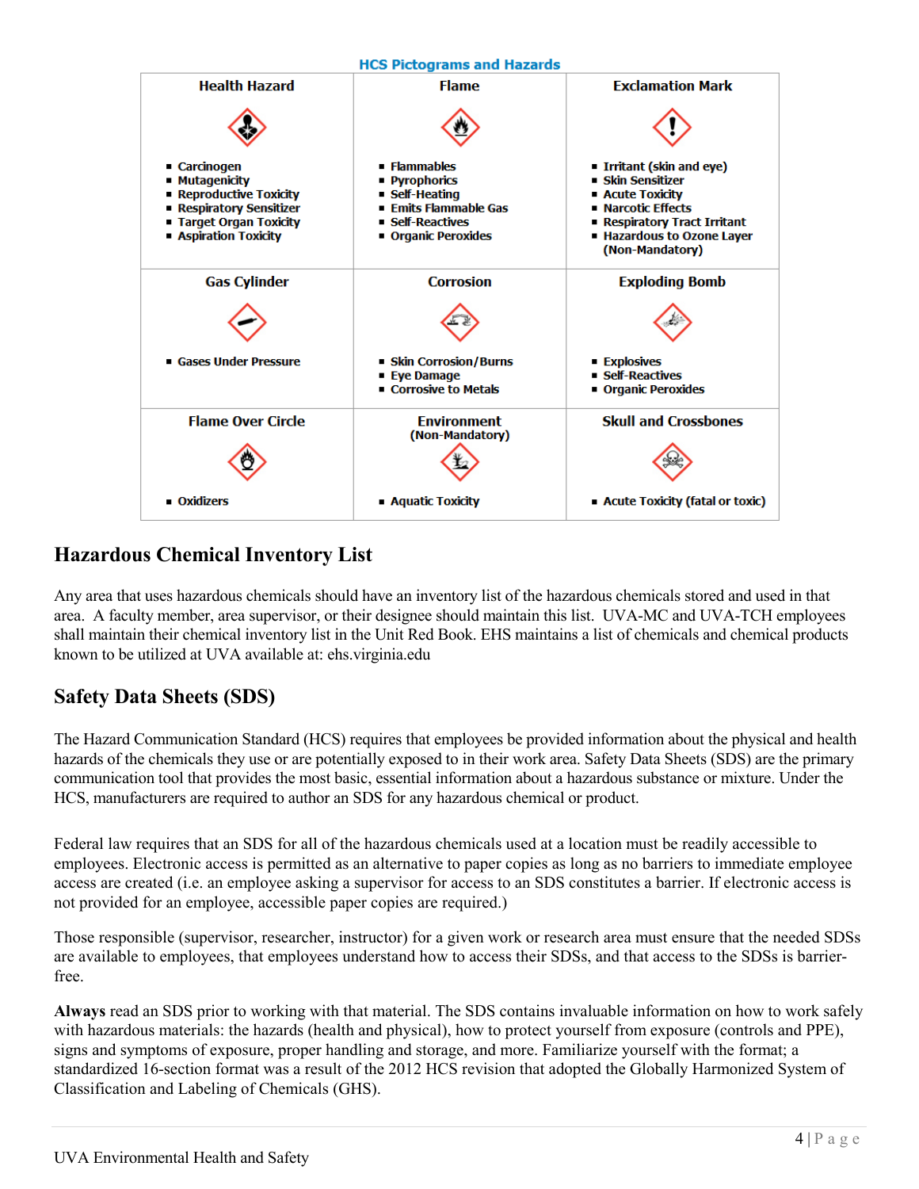**HCS Pictograms and Hazards**

| Health Hazard | Flame | Exclamation Mark |
| --- | --- | --- |
| ▪ Carcinogen<br>▪ Mutagenicity<br>▪ Reproductive Toxicity<br>▪ Respiratory Sensitizer<br>▪ Target Organ Toxicity<br>▪ Aspiration Toxicity | ▪ Flammables<br>▪ Pyrophorics<br>▪ Self-Heating<br>▪ Emits Flammable Gas<br>▪ Self-Reactives<br>▪ Organic Peroxides | ▪ Irritant (skin and eye)<br>▪ Skin Sensitizer<br>▪ Acute Toxicity<br>▪ Narcotic Effects<br>▪ Respiratory Tract Irritant<br>▪ Hazardous to Ozone Layer (Non-Mandatory) |
| **Gas Cylinder** | **Corrosion** | **Exploding Bomb** |
| ▪ Gases Under Pressure | ▪ Skin Corrosion/Burns<br>▪ Eye Damage<br>▪ Corrosive to Metals | ▪ Explosives<br>▪ Self-Reactives<br>▪ Organic Peroxides |
| **Flame Over Circle** | **Environment (Non-Mandatory)** | **Skull and Crossbones** |
| ▪ Oxidizers | ▪ Aquatic Toxicity | ▪ Acute Toxicity (fatal or toxic) |

## Hazardous Chemical Inventory List

Any area that uses hazardous chemicals should have an inventory list of the hazardous chemicals stored and used in that area. A faculty member, area supervisor, or their designee should maintain this list. UVA-MC and UVA-TCH employees shall maintain their chemical inventory list in the Unit Red Book. EHS maintains a list of chemicals and chemical products known to be utilized at UVA available at: ehs.virginia.edu

## Safety Data Sheets (SDS)

The Hazard Communication Standard (HCS) requires that employees be provided information about the physical and health hazards of the chemicals they use or are potentially exposed to in their work area. Safety Data Sheets (SDS) are the primary communication tool that provides the most basic, essential information about a hazardous substance or mixture. Under the HCS, manufacturers are required to author an SDS for any hazardous chemical or product.

Federal law requires that an SDS for all of the hazardous chemicals used at a location must be readily accessible to employees. Electronic access is permitted as an alternative to paper copies as long as no barriers to immediate employee access are created (i.e. an employee asking a supervisor for access to an SDS constitutes a barrier. If electronic access is not provided for an employee, accessible paper copies are required.)

Those responsible (supervisor, researcher, instructor) for a given work or research area must ensure that the needed SDSs are available to employees, that employees understand how to access their SDSs, and that access to the SDSs is barrier-free.

**Always** read an SDS prior to working with that material. The SDS contains invaluable information on how to work safely with hazardous materials: the hazards (health and physical), how to protect yourself from exposure (controls and PPE), signs and symptoms of exposure, proper handling and storage, and more. Familiarize yourself with the format; a standardized 16-section format was a result of the 2012 HCS revision that adopted the Globally Harmonized System of Classification and Labeling of Chemicals (GHS).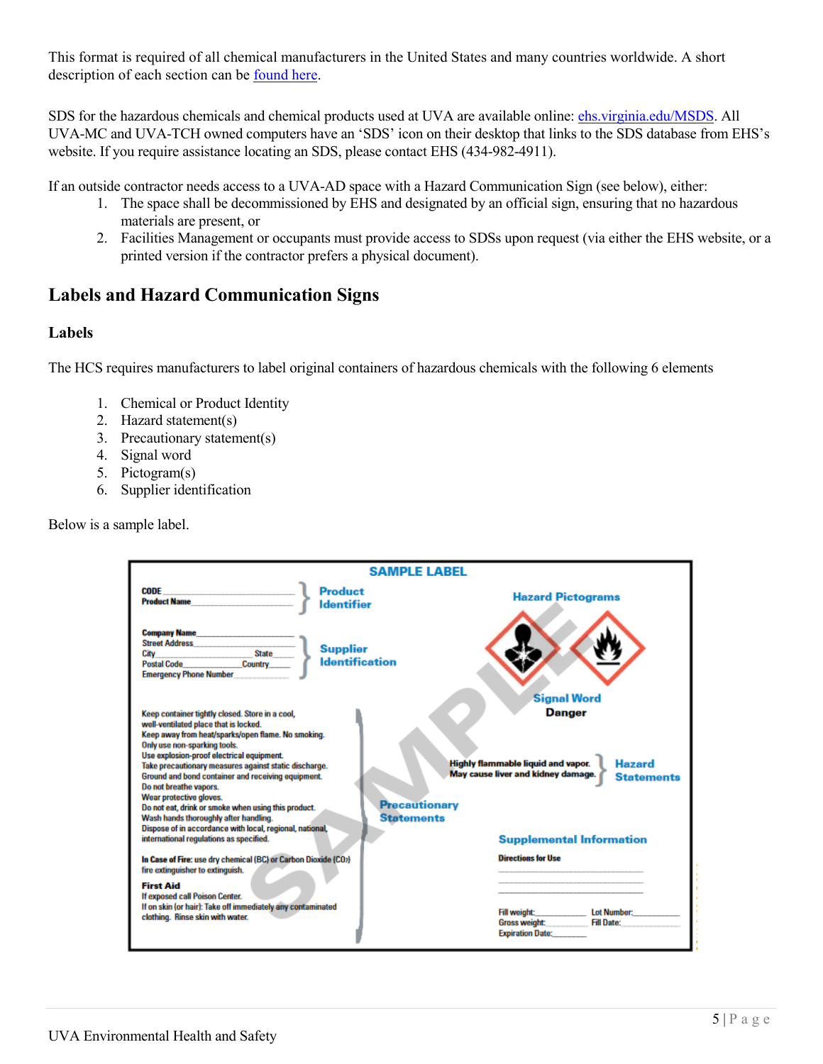This format is required of all chemical manufacturers in the United States and many countries worldwide. A short description of each section can be found here.

SDS for the hazardous chemicals and chemical products used at UVA are available online: ehs.virginia.edu/MSDS. All UVA-MC and UVA-TCH owned computers have an 'SDS' icon on their desktop that links to the SDS database from EHS's website. If you require assistance locating an SDS, please contact EHS (434-982-4911).

If an outside contractor needs access to a UVA-AD space with a Hazard Communication Sign (see below), either:

1. The space shall be decommissioned by EHS and designated by an official sign, ensuring that no hazardous materials are present, or
2. Facilities Management or occupants must provide access to SDSs upon request (via either the EHS website, or a printed version if the contractor prefers a physical document).

## Labels and Hazard Communication Signs

### Labels

The HCS requires manufacturers to label original containers of hazardous chemicals with the following 6 elements

1. Chemical or Product Identity
2. Hazard statement(s)
3. Precautionary statement(s)
4. Signal word
5. Pictogram(s)
6. Supplier identification

Below is a sample label.

**SAMPLE LABEL**

CODE ____
Product Name ____ } **Product Identifier**

Company Name ____
Street Address ____
City ____ State ____
Postal Code ____ Country ____
Emergency Phone Number ____ } **Supplier Identification**

**Hazard Pictograms**

**Signal Word**
**Danger**

Highly flammable liquid and vapor.
May cause liver and kidney damage. } **Hazard Statements**

Keep container tightly closed. Store in a cool, well-ventilated place that is locked.
Keep away from heat/sparks/open flame. No smoking.
Only use non-sparking tools.
Use explosion-proof electrical equipment.
Take precautionary measures against static discharge.
Ground and bond container and receiving equipment.
Do not breathe vapors.
Wear protective gloves.
Do not eat, drink or smoke when using this product.
Wash hands thoroughly after handling.
Dispose of in accordance with local, regional, national, international regulations as specified.

**In Case of Fire:** use dry chemical (BC) or Carbon Dioxide ($CO_2$) fire extinguisher to extinguish.

**First Aid**
If exposed call Poison Center.
If on skin (or hair): Take off immediately any contaminated clothing. Rinse skin with water.

} **Precautionary Statements**

**Supplemental Information**

**Directions for Use**

Fill weight: ____ Lot Number: ____
Gross weight: ____ Fill Date: ____
Expiration Date: ____

UVA Environmental Health and Safety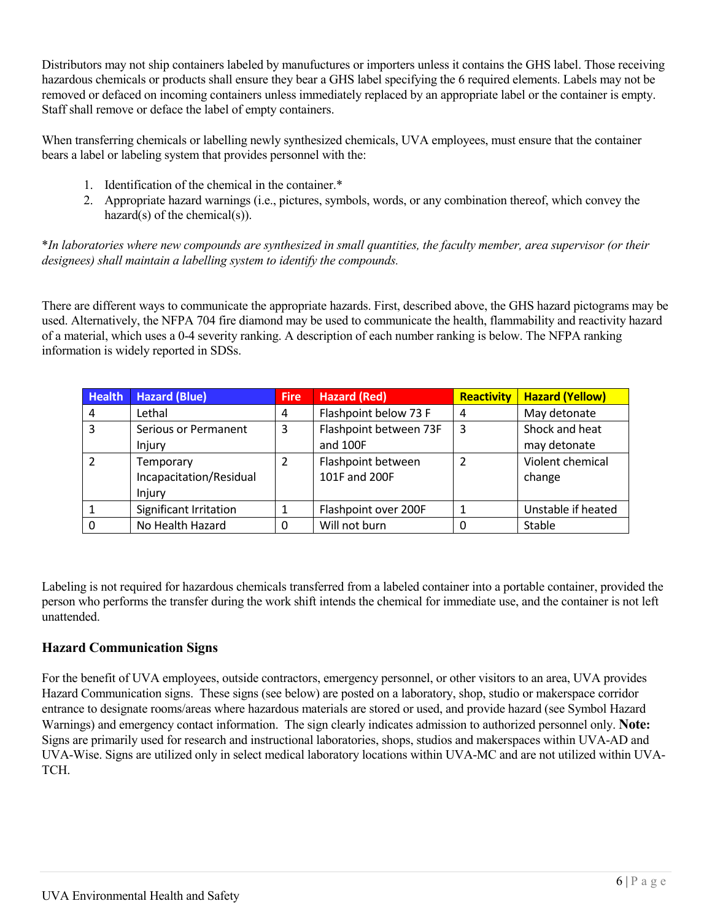Distributors may not ship containers labeled by manufuctures or importers unless it contains the GHS label. Those receiving hazardous chemicals or products shall ensure they bear a GHS label specifying the 6 required elements. Labels may not be removed or defaced on incoming containers unless immediately replaced by an appropriate label or the container is empty. Staff shall remove or deface the label of empty containers.

When transferring chemicals or labelling newly synthesized chemicals, UVA employees, must ensure that the container bears a label or labeling system that provides personnel with the:

1. Identification of the chemical in the container.*
2. Appropriate hazard warnings (i.e., pictures, symbols, words, or any combination thereof, which convey the hazard(s) of the chemical(s)).

**In laboratories where new compounds are synthesized in small quantities, the faculty member, area supervisor (or their designees) shall maintain a labelling system to identify the compounds.*

There are different ways to communicate the appropriate hazards. First, described above, the GHS hazard pictograms may be used. Alternatively, the NFPA 704 fire diamond may be used to communicate the health, flammability and reactivity hazard of a material, which uses a 0-4 severity ranking. A description of each number ranking is below. The NFPA ranking information is widely reported in SDSs.

| Health | Hazard (Blue) | Fire | Hazard (Red) | Reactivity | Hazard (Yellow) |
|---|---|---|---|---|---|
| 4 | Lethal | 4 | Flashpoint below 73 F | 4 | May detonate |
| 3 | Serious or Permanent Injury | 3 | Flashpoint between 73F and 100F | 3 | Shock and heat may detonate |
| 2 | Temporary Incapacitation/Residual Injury | 2 | Flashpoint between 101F and 200F | 2 | Violent chemical change |
| 1 | Significant Irritation | 1 | Flashpoint over 200F | 1 | Unstable if heated |
| 0 | No Health Hazard | 0 | Will not burn | 0 | Stable |

Labeling is not required for hazardous chemicals transferred from a labeled container into a portable container, provided the person who performs the transfer during the work shift intends the chemical for immediate use, and the container is not left unattended.

## Hazard Communication Signs

For the benefit of UVA employees, outside contractors, emergency personnel, or other visitors to an area, UVA provides Hazard Communication signs. These signs (see below) are posted on a laboratory, shop, studio or makerspace corridor entrance to designate rooms/areas where hazardous materials are stored or used, and provide hazard (see Symbol Hazard Warnings) and emergency contact information. The sign clearly indicates admission to authorized personnel only. **Note:** Signs are primarily used for research and instructional laboratories, shops, studios and makerspaces within UVA-AD and UVA-Wise. Signs are utilized only in select medical laboratory locations within UVA-MC and are not utilized within UVA-TCH.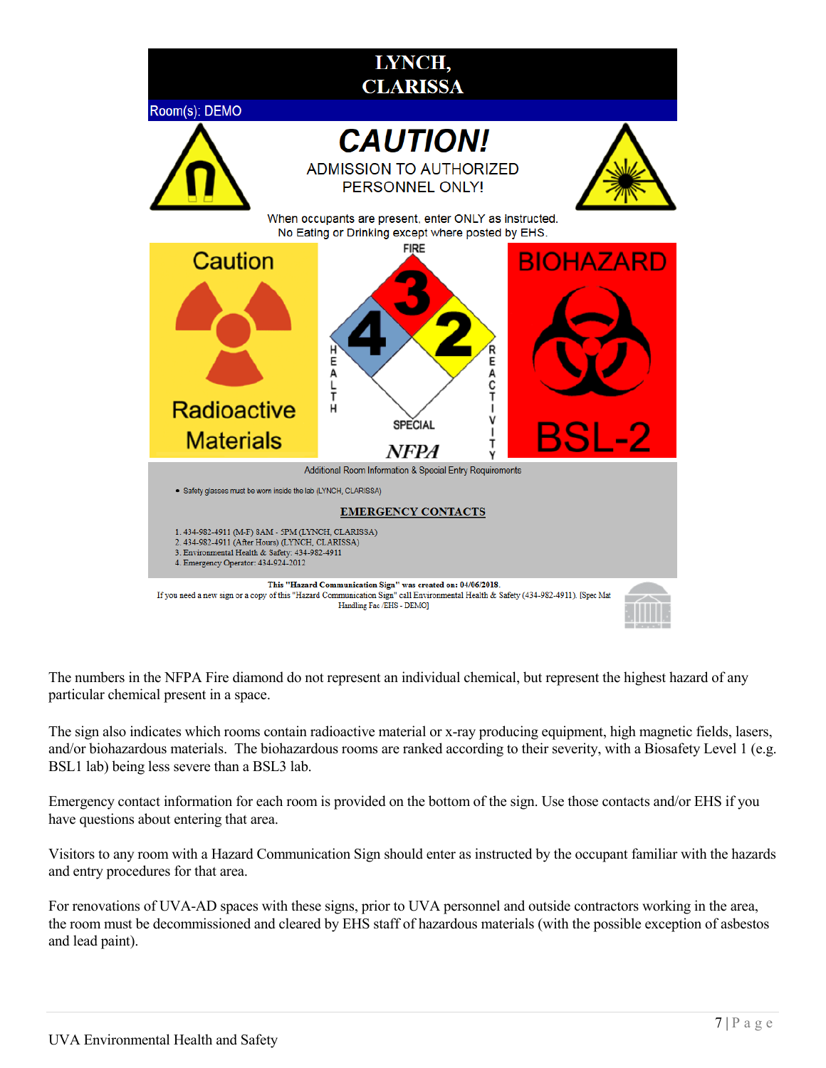# LYNCH, CLARISSA

Room(s): DEMO

## CAUTION!

ADMISSION TO AUTHORIZED PERSONNEL ONLY!

When occupants are present, enter ONLY as instructed.
No Eating or Drinking except where posted by EHS.

Caution

Radioactive Materials

FIRE 3, HEALTH 4, REACTIVITY 2, SPECIAL

NFPA

BIOHAZARD

BSL-2

Additional Room Information & Special Entry Requirements

- Safety glasses must be worn inside the lab (LYNCH, CLARISSA)

**EMERGENCY CONTACTS**

1. 434-982-4911 (M-F) 8AM - 5PM (LYNCH, CLARISSA)
2. 434-982-4911 (After Hours) (LYNCH, CLARISSA)
3. Environmental Health & Safety: 434-982-4911
4. Emergency Operator: 434-924-2012

**This "Hazard Communication Sign" was created on: 04/06/2018.**
If you need a new sign or a copy of this "Hazard Communication Sign" call Environmental Health & Safety (434-982-4911). [Spec Mat Handling Fac /EHS - DEMO]

The numbers in the NFPA Fire diamond do not represent an individual chemical, but represent the highest hazard of any particular chemical present in a space.

The sign also indicates which rooms contain radioactive material or x-ray producing equipment, high magnetic fields, lasers, and/or biohazardous materials. The biohazardous rooms are ranked according to their severity, with a Biosafety Level 1 (e.g. BSL1 lab) being less severe than a BSL3 lab.

Emergency contact information for each room is provided on the bottom of the sign. Use those contacts and/or EHS if you have questions about entering that area.

Visitors to any room with a Hazard Communication Sign should enter as instructed by the occupant familiar with the hazards and entry procedures for that area.

For renovations of UVA-AD spaces with these signs, prior to UVA personnel and outside contractors working in the area, the room must be decommissioned and cleared by EHS staff of hazardous materials (with the possible exception of asbestos and lead paint).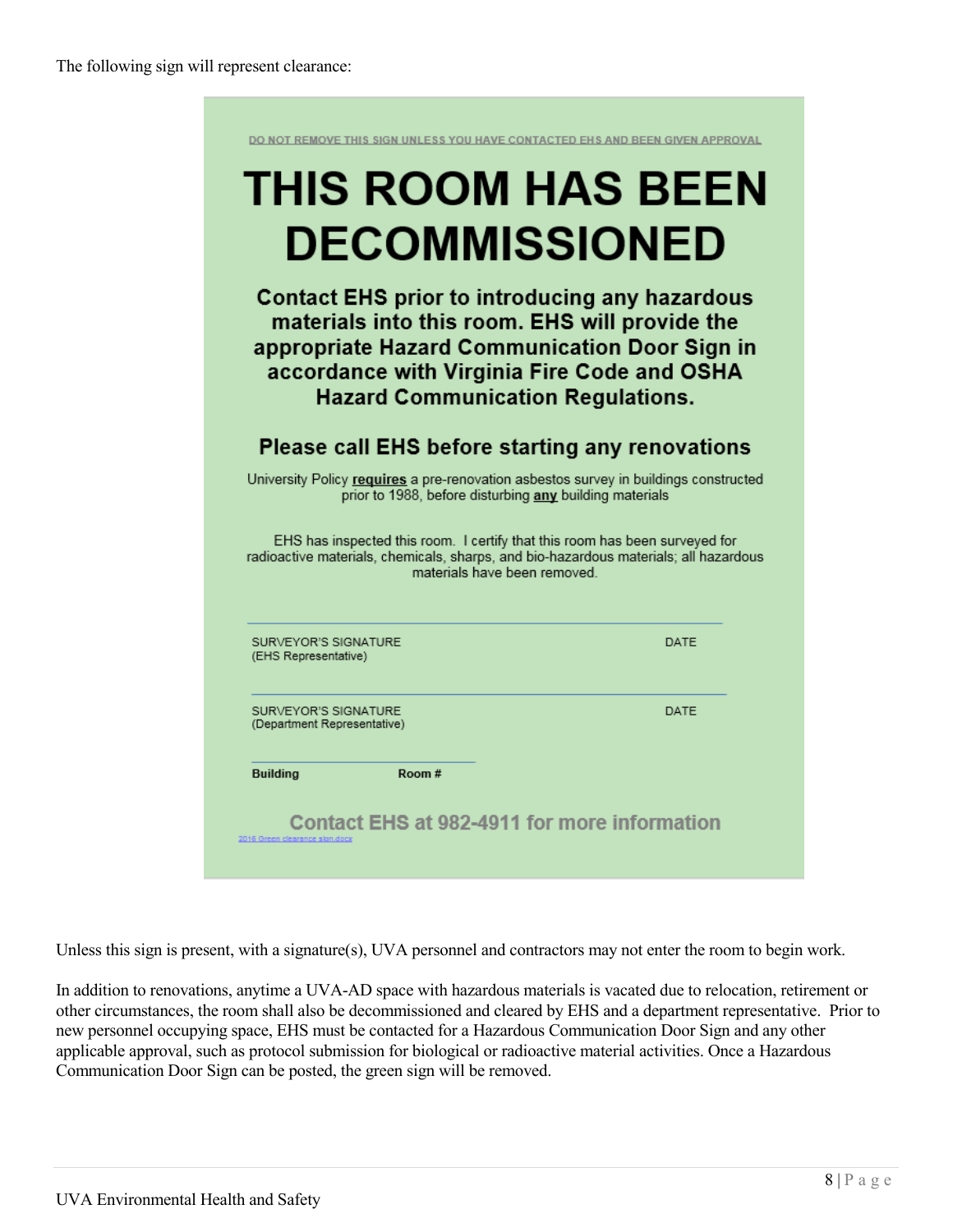The following sign will represent clearance:

DO NOT REMOVE THIS SIGN UNLESS YOU HAVE CONTACTED EHS AND BEEN GIVEN APPROVAL

# THIS ROOM HAS BEEN DECOMMISSIONED

**Contact EHS prior to introducing any hazardous materials into this room. EHS will provide the appropriate Hazard Communication Door Sign in accordance with Virginia Fire Code and OSHA Hazard Communication Regulations.**

**Please call EHS before starting any renovations**

University Policy **requires** a pre-renovation asbestos survey in buildings constructed prior to 1988, before disturbing **any** building materials

EHS has inspected this room. I certify that this room has been surveyed for radioactive materials, chemicals, sharps, and bio-hazardous materials; all hazardous materials have been removed.

SURVEYOR'S SIGNATURE (EHS Representative) DATE

SURVEYOR'S SIGNATURE (Department Representative) DATE

**Building** **Room #**

**Contact EHS at 982-4911 for more information**

2016 Green clearance sign.docx

Unless this sign is present, with a signature(s), UVA personnel and contractors may not enter the room to begin work.

In addition to renovations, anytime a UVA-AD space with hazardous materials is vacated due to relocation, retirement or other circumstances, the room shall also be decommissioned and cleared by EHS and a department representative. Prior to new personnel occupying space, EHS must be contacted for a Hazardous Communication Door Sign and any other applicable approval, such as protocol submission for biological or radioactive material activities. Once a Hazardous Communication Door Sign can be posted, the green sign will be removed.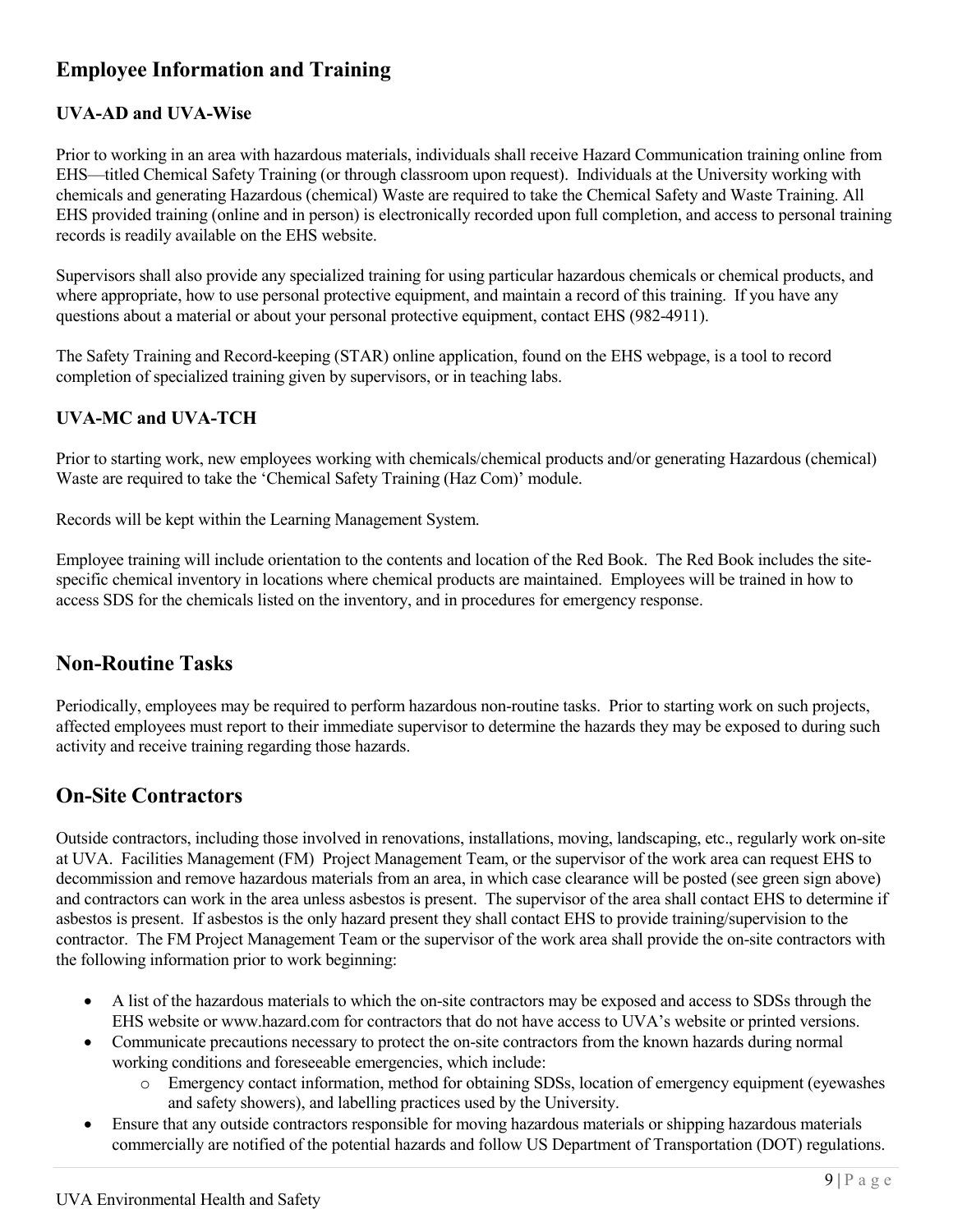## Employee Information and Training

### UVA-AD and UVA-Wise

Prior to working in an area with hazardous materials, individuals shall receive Hazard Communication training online from EHS—titled Chemical Safety Training (or through classroom upon request). Individuals at the University working with chemicals and generating Hazardous (chemical) Waste are required to take the Chemical Safety and Waste Training. All EHS provided training (online and in person) is electronically recorded upon full completion, and access to personal training records is readily available on the EHS website.

Supervisors shall also provide any specialized training for using particular hazardous chemicals or chemical products, and where appropriate, how to use personal protective equipment, and maintain a record of this training. If you have any questions about a material or about your personal protective equipment, contact EHS (982-4911).

The Safety Training and Record-keeping (STAR) online application, found on the EHS webpage, is a tool to record completion of specialized training given by supervisors, or in teaching labs.

### UVA-MC and UVA-TCH

Prior to starting work, new employees working with chemicals/chemical products and/or generating Hazardous (chemical) Waste are required to take the 'Chemical Safety Training (Haz Com)' module.

Records will be kept within the Learning Management System.

Employee training will include orientation to the contents and location of the Red Book. The Red Book includes the site-specific chemical inventory in locations where chemical products are maintained. Employees will be trained in how to access SDS for the chemicals listed on the inventory, and in procedures for emergency response.

## Non-Routine Tasks

Periodically, employees may be required to perform hazardous non-routine tasks. Prior to starting work on such projects, affected employees must report to their immediate supervisor to determine the hazards they may be exposed to during such activity and receive training regarding those hazards.

## On-Site Contractors

Outside contractors, including those involved in renovations, installations, moving, landscaping, etc., regularly work on-site at UVA. Facilities Management (FM) Project Management Team, or the supervisor of the work area can request EHS to decommission and remove hazardous materials from an area, in which case clearance will be posted (see green sign above) and contractors can work in the area unless asbestos is present. The supervisor of the area shall contact EHS to determine if asbestos is present. If asbestos is the only hazard present they shall contact EHS to provide training/supervision to the contractor. The FM Project Management Team or the supervisor of the work area shall provide the on-site contractors with the following information prior to work beginning:

- A list of the hazardous materials to which the on-site contractors may be exposed and access to SDSs through the EHS website or www.hazard.com for contractors that do not have access to UVA's website or printed versions.
- Communicate precautions necessary to protect the on-site contractors from the known hazards during normal working conditions and foreseeable emergencies, which include:
  - Emergency contact information, method for obtaining SDSs, location of emergency equipment (eyewashes and safety showers), and labelling practices used by the University.
- Ensure that any outside contractors responsible for moving hazardous materials or shipping hazardous materials commercially are notified of the potential hazards and follow US Department of Transportation (DOT) regulations.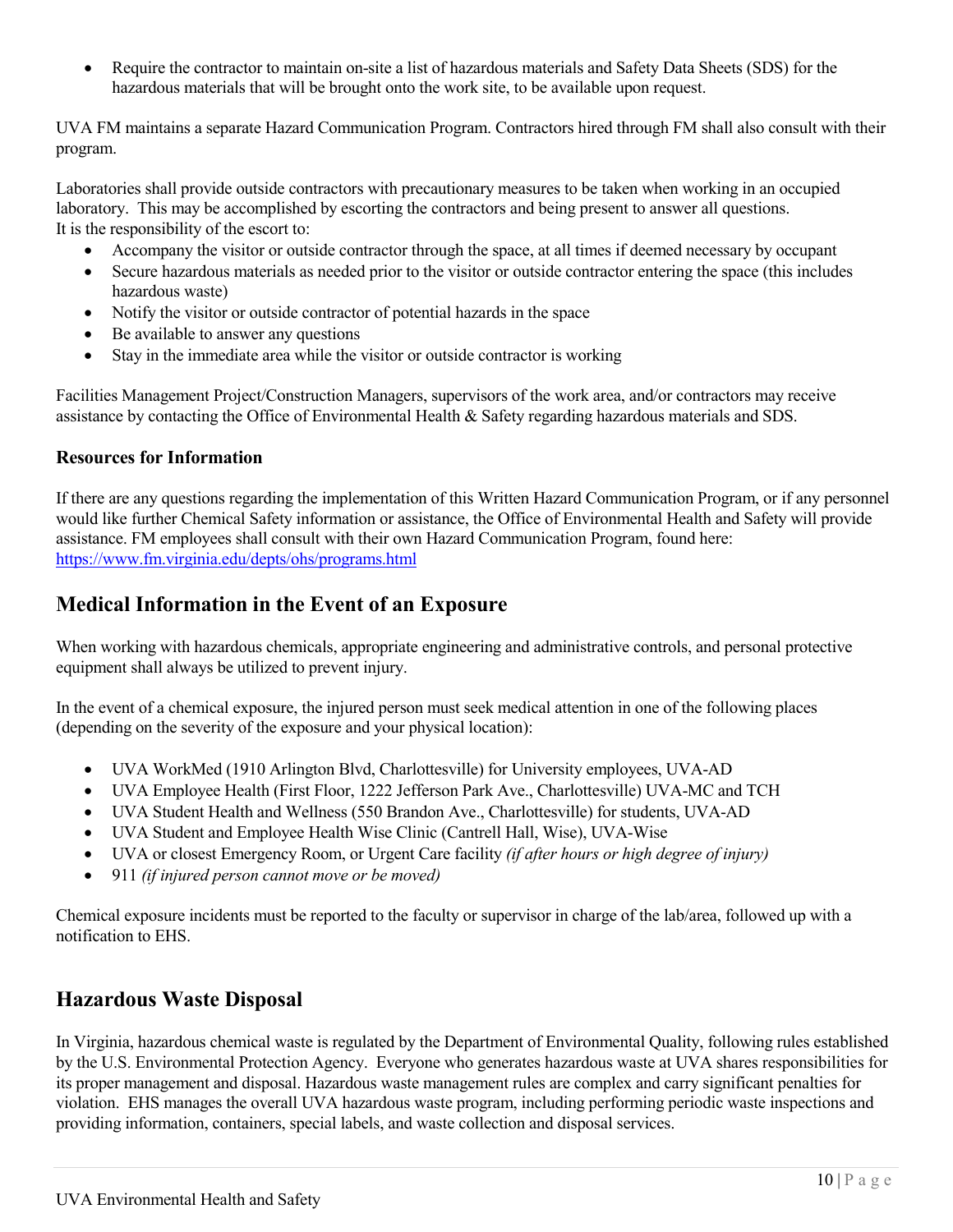- Require the contractor to maintain on-site a list of hazardous materials and Safety Data Sheets (SDS) for the hazardous materials that will be brought onto the work site, to be available upon request.

UVA FM maintains a separate Hazard Communication Program. Contractors hired through FM shall also consult with their program.

Laboratories shall provide outside contractors with precautionary measures to be taken when working in an occupied laboratory. This may be accomplished by escorting the contractors and being present to answer all questions. It is the responsibility of the escort to:

- Accompany the visitor or outside contractor through the space, at all times if deemed necessary by occupant
- Secure hazardous materials as needed prior to the visitor or outside contractor entering the space (this includes hazardous waste)
- Notify the visitor or outside contractor of potential hazards in the space
- Be available to answer any questions
- Stay in the immediate area while the visitor or outside contractor is working

Facilities Management Project/Construction Managers, supervisors of the work area, and/or contractors may receive assistance by contacting the Office of Environmental Health & Safety regarding hazardous materials and SDS.

### Resources for Information

If there are any questions regarding the implementation of this Written Hazard Communication Program, or if any personnel would like further Chemical Safety information or assistance, the Office of Environmental Health and Safety will provide assistance. FM employees shall consult with their own Hazard Communication Program, found here: https://www.fm.virginia.edu/depts/ohs/programs.html

## Medical Information in the Event of an Exposure

When working with hazardous chemicals, appropriate engineering and administrative controls, and personal protective equipment shall always be utilized to prevent injury.

In the event of a chemical exposure, the injured person must seek medical attention in one of the following places (depending on the severity of the exposure and your physical location):

- UVA WorkMed (1910 Arlington Blvd, Charlottesville) for University employees, UVA-AD
- UVA Employee Health (First Floor, 1222 Jefferson Park Ave., Charlottesville) UVA-MC and TCH
- UVA Student Health and Wellness (550 Brandon Ave., Charlottesville) for students, UVA-AD
- UVA Student and Employee Health Wise Clinic (Cantrell Hall, Wise), UVA-Wise
- UVA or closest Emergency Room, or Urgent Care facility *(if after hours or high degree of injury)*
- 911 *(if injured person cannot move or be moved)*

Chemical exposure incidents must be reported to the faculty or supervisor in charge of the lab/area, followed up with a notification to EHS.

## Hazardous Waste Disposal

In Virginia, hazardous chemical waste is regulated by the Department of Environmental Quality, following rules established by the U.S. Environmental Protection Agency. Everyone who generates hazardous waste at UVA shares responsibilities for its proper management and disposal. Hazardous waste management rules are complex and carry significant penalties for violation. EHS manages the overall UVA hazardous waste program, including performing periodic waste inspections and providing information, containers, special labels, and waste collection and disposal services.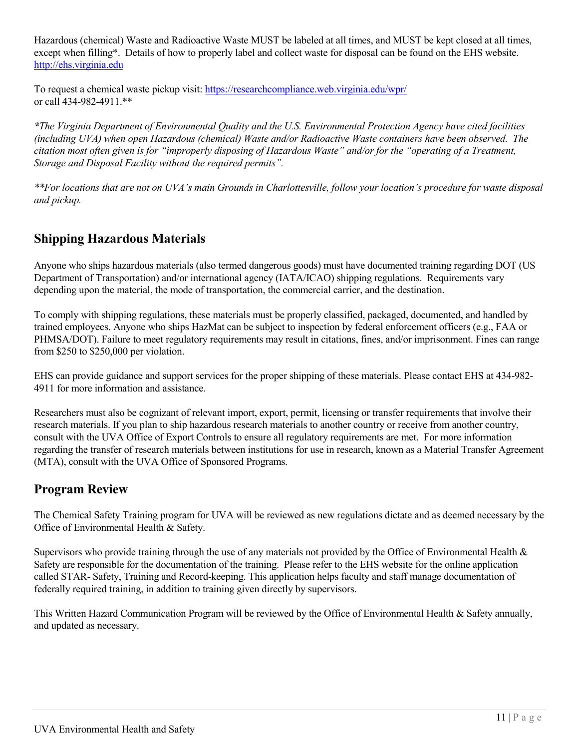Hazardous (chemical) Waste and Radioactive Waste MUST be labeled at all times, and MUST be kept closed at all times, except when filling*. Details of how to properly label and collect waste for disposal can be found on the EHS website. http://ehs.virginia.edu

To request a chemical waste pickup visit: https://researchcompliance.web.virginia.edu/wpr/ or call 434-982-4911.**

***The Virginia Department of Environmental Quality and the U.S. Environmental Protection Agency have cited facilities (including UVA) when open Hazardous (chemical) Waste and/or Radioactive Waste containers have been observed. The citation most often given is for "improperly disposing of Hazardous Waste" and/or for the "operating of a Treatment, Storage and Disposal Facility without the required permits".*

*\*\*For locations that are not on UVA's main Grounds in Charlottesville, follow your location's procedure for waste disposal and pickup.*

## Shipping Hazardous Materials

Anyone who ships hazardous materials (also termed dangerous goods) must have documented training regarding DOT (US Department of Transportation) and/or international agency (IATA/ICAO) shipping regulations. Requirements vary depending upon the material, the mode of transportation, the commercial carrier, and the destination.

To comply with shipping regulations, these materials must be properly classified, packaged, documented, and handled by trained employees. Anyone who ships HazMat can be subject to inspection by federal enforcement officers (e.g., FAA or PHMSA/DOT). Failure to meet regulatory requirements may result in citations, fines, and/or imprisonment. Fines can range from $250 to $250,000 per violation.

EHS can provide guidance and support services for the proper shipping of these materials. Please contact EHS at 434-982-4911 for more information and assistance.

Researchers must also be cognizant of relevant import, export, permit, licensing or transfer requirements that involve their research materials. If you plan to ship hazardous research materials to another country or receive from another country, consult with the UVA Office of Export Controls to ensure all regulatory requirements are met. For more information regarding the transfer of research materials between institutions for use in research, known as a Material Transfer Agreement (MTA), consult with the UVA Office of Sponsored Programs.

## Program Review

The Chemical Safety Training program for UVA will be reviewed as new regulations dictate and as deemed necessary by the Office of Environmental Health & Safety.

Supervisors who provide training through the use of any materials not provided by the Office of Environmental Health & Safety are responsible for the documentation of the training. Please refer to the EHS website for the online application called STAR- Safety, Training and Record-keeping. This application helps faculty and staff manage documentation of federally required training, in addition to training given directly by supervisors.

This Written Hazard Communication Program will be reviewed by the Office of Environmental Health & Safety annually, and updated as necessary.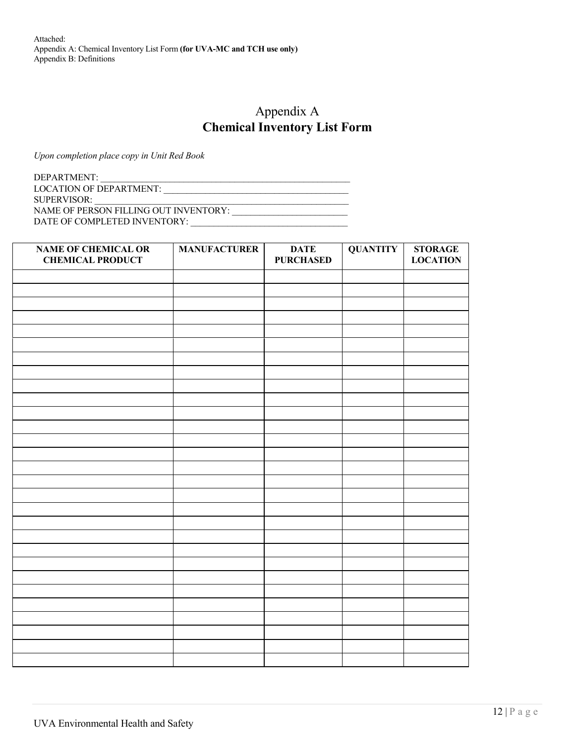Attached:
Appendix A: Chemical Inventory List Form **(for UVA-MC and TCH use only)**
Appendix B: Definitions

## Appendix A
## **Chemical Inventory List Form**

*Upon completion place copy in Unit Red Book*

DEPARTMENT: ________________________________________________________
LOCATION OF DEPARTMENT: _________________________________________
SUPERVISOR: _________________________________________________________
NAME OF PERSON FILLING OUT INVENTORY: _________________________
DATE OF COMPLETED INVENTORY: __________________________________

| NAME OF CHEMICAL OR CHEMICAL PRODUCT | MANUFACTURER | DATE PURCHASED | QUANTITY | STORAGE LOCATION |
|---|---|---|---|---|
| | | | | |
| | | | | |
| | | | | |
| | | | | |
| | | | | |
| | | | | |
| | | | | |
| | | | | |
| | | | | |
| | | | | |
| | | | | |
| | | | | |
| | | | | |
| | | | | |
| | | | | |
| | | | | |
| | | | | |
| | | | | |
| | | | | |
| | | | | |
| | | | | |
| | | | | |
| | | | | |
| | | | | |
| | | | | |
| | | | | |
| | | | | |
| | | | | |
| | | | | |

UVA Environmental Health and Safety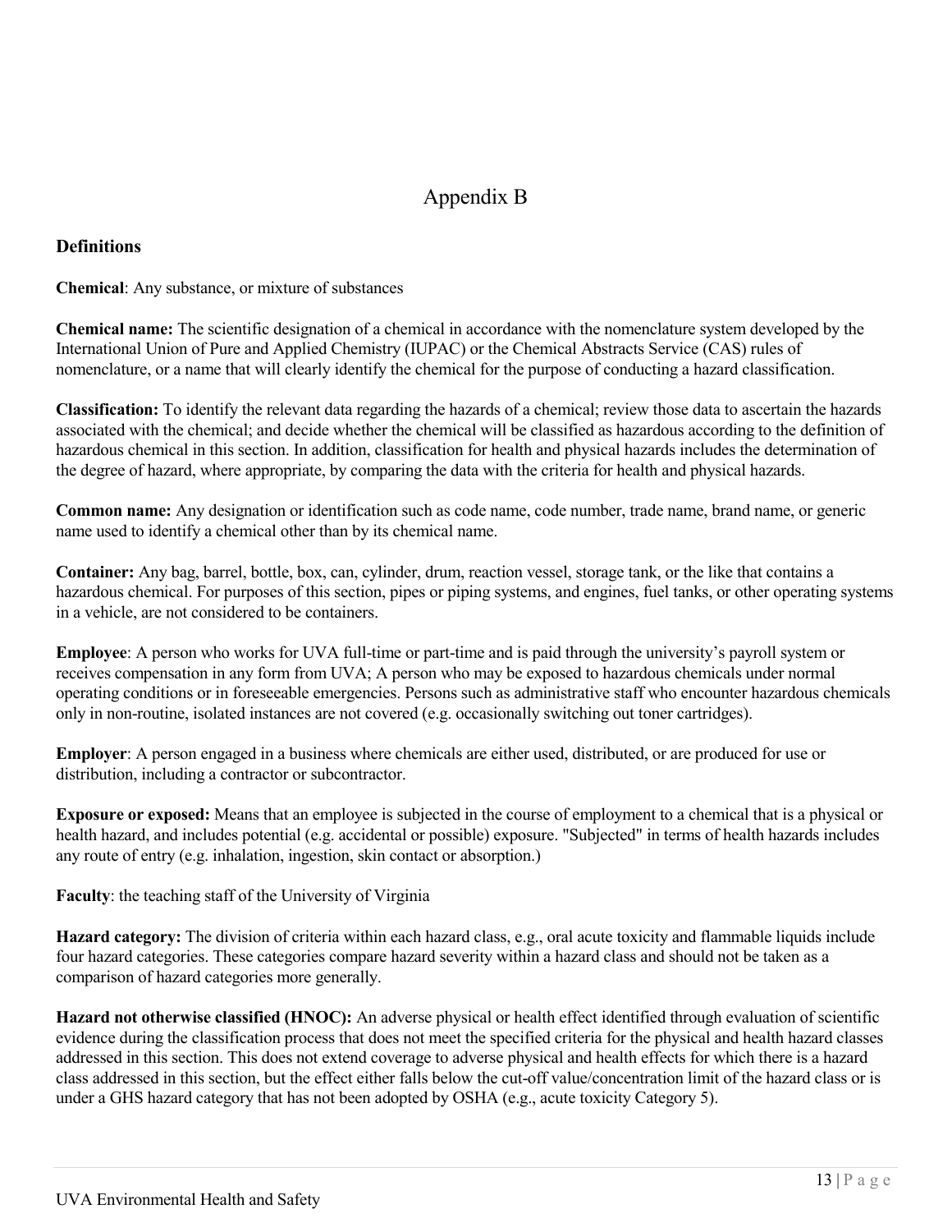# Appendix B

## Definitions

**Chemical**: Any substance, or mixture of substances

**Chemical name:** The scientific designation of a chemical in accordance with the nomenclature system developed by the International Union of Pure and Applied Chemistry (IUPAC) or the Chemical Abstracts Service (CAS) rules of nomenclature, or a name that will clearly identify the chemical for the purpose of conducting a hazard classification.

**Classification:** To identify the relevant data regarding the hazards of a chemical; review those data to ascertain the hazards associated with the chemical; and decide whether the chemical will be classified as hazardous according to the definition of hazardous chemical in this section. In addition, classification for health and physical hazards includes the determination of the degree of hazard, where appropriate, by comparing the data with the criteria for health and physical hazards.

**Common name:** Any designation or identification such as code name, code number, trade name, brand name, or generic name used to identify a chemical other than by its chemical name.

**Container:** Any bag, barrel, bottle, box, can, cylinder, drum, reaction vessel, storage tank, or the like that contains a hazardous chemical. For purposes of this section, pipes or piping systems, and engines, fuel tanks, or other operating systems in a vehicle, are not considered to be containers.

**Employee**: A person who works for UVA full-time or part-time and is paid through the university's payroll system or receives compensation in any form from UVA; A person who may be exposed to hazardous chemicals under normal operating conditions or in foreseeable emergencies. Persons such as administrative staff who encounter hazardous chemicals only in non-routine, isolated instances are not covered (e.g. occasionally switching out toner cartridges).

**Employer**: A person engaged in a business where chemicals are either used, distributed, or are produced for use or distribution, including a contractor or subcontractor.

**Exposure or exposed:** Means that an employee is subjected in the course of employment to a chemical that is a physical or health hazard, and includes potential (e.g. accidental or possible) exposure. "Subjected" in terms of health hazards includes any route of entry (e.g. inhalation, ingestion, skin contact or absorption.)

**Faculty**: the teaching staff of the University of Virginia

**Hazard category:** The division of criteria within each hazard class, e.g., oral acute toxicity and flammable liquids include four hazard categories. These categories compare hazard severity within a hazard class and should not be taken as a comparison of hazard categories more generally.

**Hazard not otherwise classified (HNOC):** An adverse physical or health effect identified through evaluation of scientific evidence during the classification process that does not meet the specified criteria for the physical and health hazard classes addressed in this section. This does not extend coverage to adverse physical and health effects for which there is a hazard class addressed in this section, but the effect either falls below the cut-off value/concentration limit of the hazard class or is under a GHS hazard category that has not been adopted by OSHA (e.g., acute toxicity Category 5).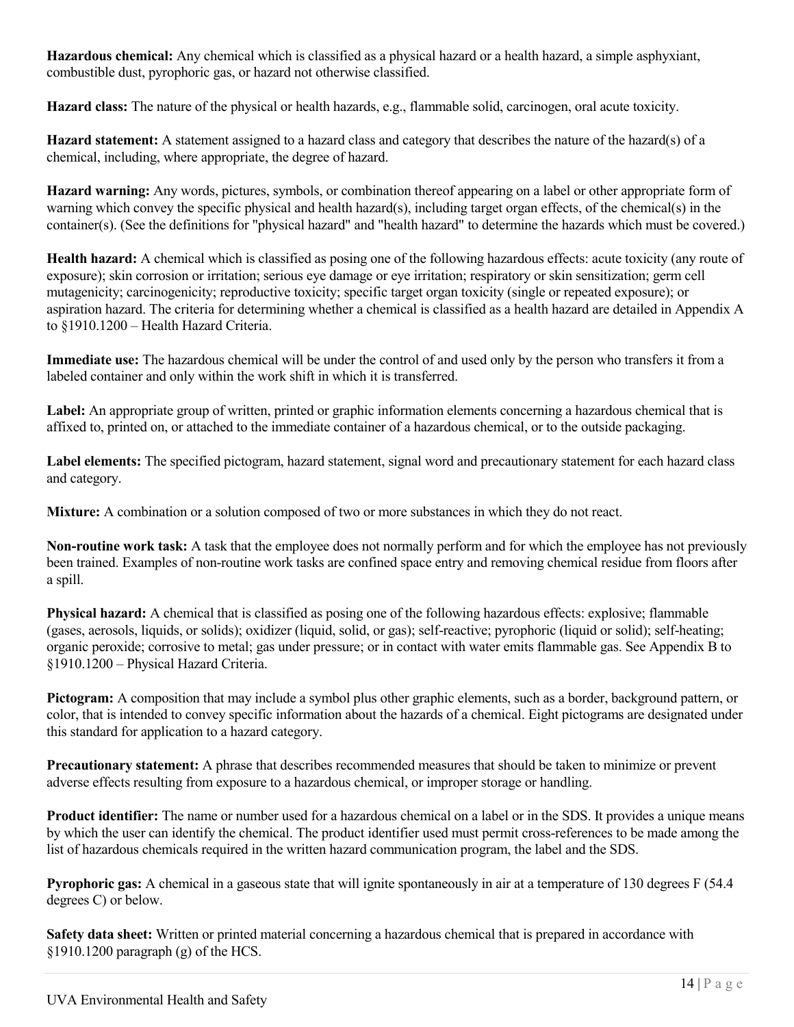**Hazardous chemical:** Any chemical which is classified as a physical hazard or a health hazard, a simple asphyxiant, combustible dust, pyrophoric gas, or hazard not otherwise classified.

**Hazard class:** The nature of the physical or health hazards, e.g., flammable solid, carcinogen, oral acute toxicity.

**Hazard statement:** A statement assigned to a hazard class and category that describes the nature of the hazard(s) of a chemical, including, where appropriate, the degree of hazard.

**Hazard warning:** Any words, pictures, symbols, or combination thereof appearing on a label or other appropriate form of warning which convey the specific physical and health hazard(s), including target organ effects, of the chemical(s) in the container(s). (See the definitions for "physical hazard" and "health hazard" to determine the hazards which must be covered.)

**Health hazard:** A chemical which is classified as posing one of the following hazardous effects: acute toxicity (any route of exposure); skin corrosion or irritation; serious eye damage or eye irritation; respiratory or skin sensitization; germ cell mutagenicity; carcinogenicity; reproductive toxicity; specific target organ toxicity (single or repeated exposure); or aspiration hazard. The criteria for determining whether a chemical is classified as a health hazard are detailed in Appendix A to §1910.1200 – Health Hazard Criteria.

**Immediate use:** The hazardous chemical will be under the control of and used only by the person who transfers it from a labeled container and only within the work shift in which it is transferred.

**Label:** An appropriate group of written, printed or graphic information elements concerning a hazardous chemical that is affixed to, printed on, or attached to the immediate container of a hazardous chemical, or to the outside packaging.

**Label elements:** The specified pictogram, hazard statement, signal word and precautionary statement for each hazard class and category.

**Mixture:** A combination or a solution composed of two or more substances in which they do not react.

**Non-routine work task:** A task that the employee does not normally perform and for which the employee has not previously been trained. Examples of non-routine work tasks are confined space entry and removing chemical residue from floors after a spill.

**Physical hazard:** A chemical that is classified as posing one of the following hazardous effects: explosive; flammable (gases, aerosols, liquids, or solids); oxidizer (liquid, solid, or gas); self-reactive; pyrophoric (liquid or solid); self-heating; organic peroxide; corrosive to metal; gas under pressure; or in contact with water emits flammable gas. See Appendix B to §1910.1200 – Physical Hazard Criteria.

**Pictogram:** A composition that may include a symbol plus other graphic elements, such as a border, background pattern, or color, that is intended to convey specific information about the hazards of a chemical. Eight pictograms are designated under this standard for application to a hazard category.

**Precautionary statement:** A phrase that describes recommended measures that should be taken to minimize or prevent adverse effects resulting from exposure to a hazardous chemical, or improper storage or handling.

**Product identifier:** The name or number used for a hazardous chemical on a label or in the SDS. It provides a unique means by which the user can identify the chemical. The product identifier used must permit cross-references to be made among the list of hazardous chemicals required in the written hazard communication program, the label and the SDS.

**Pyrophoric gas:** A chemical in a gaseous state that will ignite spontaneously in air at a temperature of 130 degrees F (54.4 degrees C) or below.

**Safety data sheet:** Written or printed material concerning a hazardous chemical that is prepared in accordance with §1910.1200 paragraph (g) of the HCS.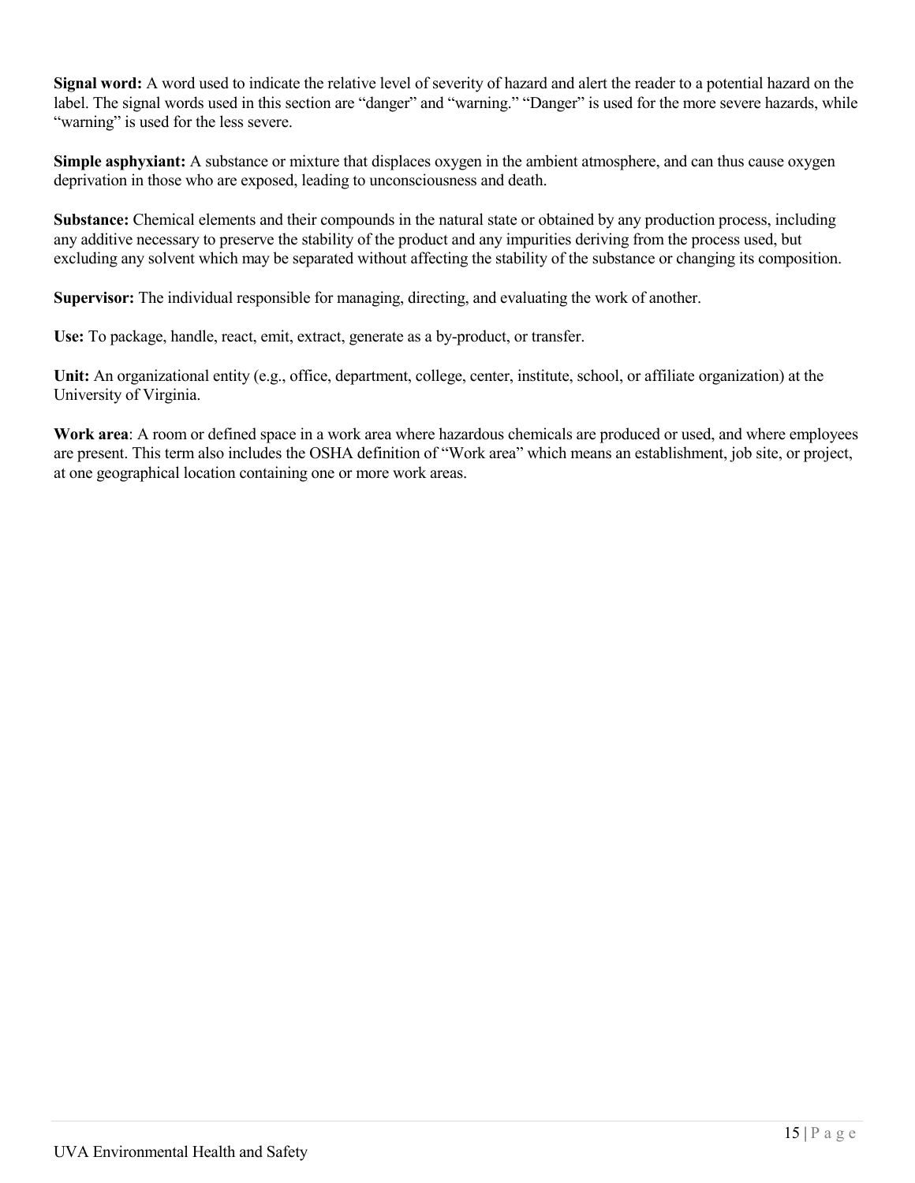**Signal word:** A word used to indicate the relative level of severity of hazard and alert the reader to a potential hazard on the label. The signal words used in this section are "danger" and "warning." "Danger" is used for the more severe hazards, while "warning" is used for the less severe.

**Simple asphyxiant:** A substance or mixture that displaces oxygen in the ambient atmosphere, and can thus cause oxygen deprivation in those who are exposed, leading to unconsciousness and death.

**Substance:** Chemical elements and their compounds in the natural state or obtained by any production process, including any additive necessary to preserve the stability of the product and any impurities deriving from the process used, but excluding any solvent which may be separated without affecting the stability of the substance or changing its composition.

**Supervisor:** The individual responsible for managing, directing, and evaluating the work of another.

**Use:** To package, handle, react, emit, extract, generate as a by-product, or transfer.

**Unit:** An organizational entity (e.g., office, department, college, center, institute, school, or affiliate organization) at the University of Virginia.

**Work area**: A room or defined space in a work area where hazardous chemicals are produced or used, and where employees are present. This term also includes the OSHA definition of "Work area" which means an establishment, job site, or project, at one geographical location containing one or more work areas.